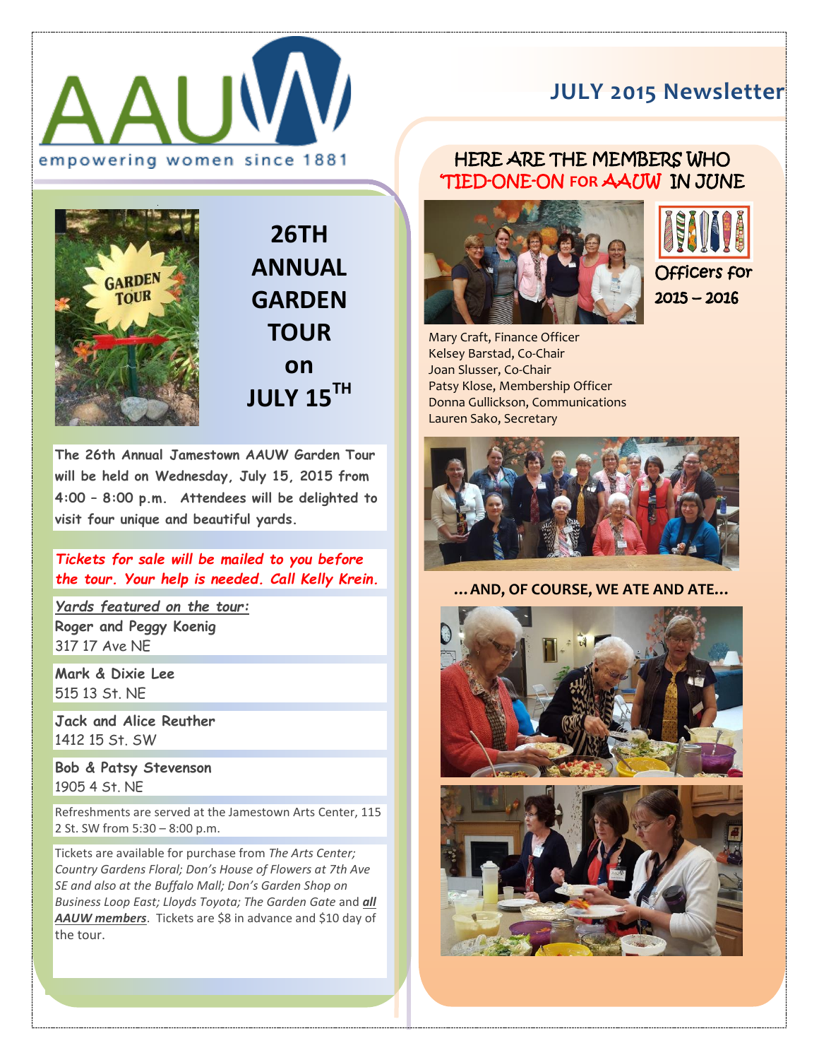# AAUW

empowering women since 1881

## JULY 2015 Newsletter

## 26TH ANNUAL GARDEN TOUR on JULY 15TH

**The 26th Annual Jamestown AAUW Garden Tour will be held on Wednesday, July 15, 2015 from 4:00 – 8:00 p.m. Attendees will be delighted to visit four unique and beautiful yards.**

***Tickets for sale will be mailed to you before the tour. Your help is needed. Call Kelly Krein.***

***Yards featured on the tour:***

**Roger and Peggy Koenig**
317 17 Ave NE

**Mark & Dixie Lee**
515 13 St. NE

**Jack and Alice Reuther**
1412 15 St. SW

**Bob & Patsy Stevenson**
1905 4 St. NE

Refreshments are served at the Jamestown Arts Center, 115 2 St. SW from 5:30 – 8:00 p.m.

Tickets are available for purchase from *The Arts Center; Country Gardens Floral; Don's House of Flowers at 7th Ave SE and also at the Buffalo Mall; Don's Garden Shop on Business Loop East; Lloyds Toyota; The Garden Gate* and ***all AAUW members***. Tickets are $8 in advance and $10 day of the tour.

## HERE ARE THE MEMBERS WHO 'TIED-ONE-ON FOR AAUW IN JUNE

Officers for 2015 – 2016

Mary Craft, Finance Officer
Kelsey Barstad, Co-Chair
Joan Slusser, Co-Chair
Patsy Klose, Membership Officer
Donna Gullickson, Communications
Lauren Sako, Secretary

**…AND, OF COURSE, WE ATE AND ATE…**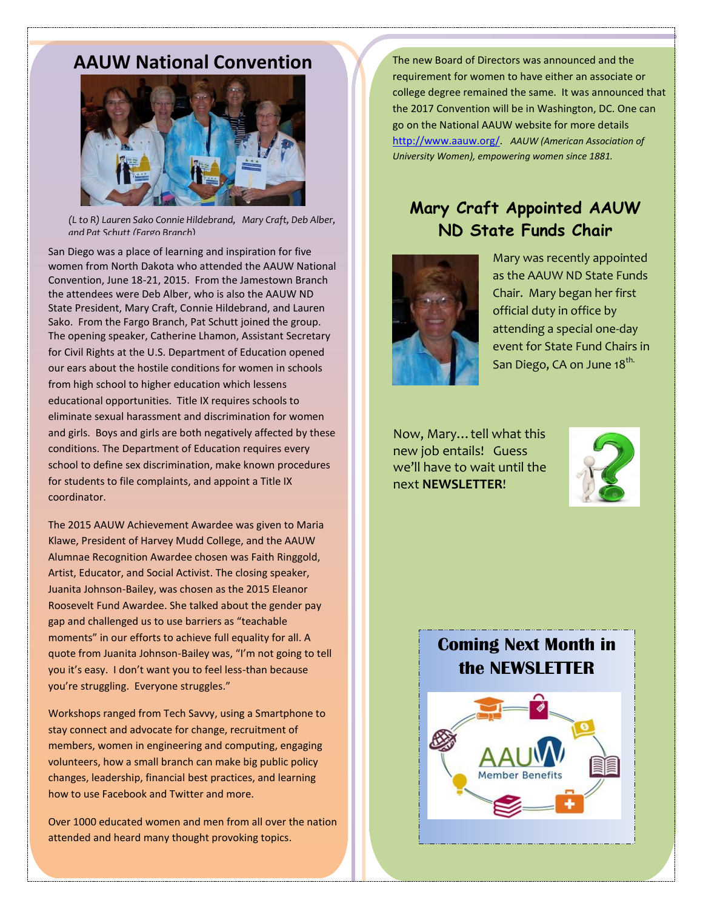# AAUW National Convention

*(L to R) Lauren Sako Connie Hildebrand, Mary Craft, Deb Alber, and Pat Schutt (Fargo Branch)*

San Diego was a place of learning and inspiration for five women from North Dakota who attended the AAUW National Convention, June 18-21, 2015. From the Jamestown Branch the attendees were Deb Alber, who is also the AAUW ND State President, Mary Craft, Connie Hildebrand, and Lauren Sako. From the Fargo Branch, Pat Schutt joined the group. The opening speaker, Catherine Lhamon, Assistant Secretary for Civil Rights at the U.S. Department of Education opened our ears about the hostile conditions for women in schools from high school to higher education which lessens educational opportunities. Title IX requires schools to eliminate sexual harassment and discrimination for women and girls. Boys and girls are both negatively affected by these conditions. The Department of Education requires every school to define sex discrimination, make known procedures for students to file complaints, and appoint a Title IX coordinator.

The 2015 AAUW Achievement Awardee was given to Maria Klawe, President of Harvey Mudd College, and the AAUW Alumnae Recognition Awardee chosen was Faith Ringgold, Artist, Educator, and Social Activist. The closing speaker, Juanita Johnson-Bailey, was chosen as the 2015 Eleanor Roosevelt Fund Awardee. She talked about the gender pay gap and challenged us to use barriers as "teachable moments" in our efforts to achieve full equality for all. A quote from Juanita Johnson-Bailey was, "I'm not going to tell you it's easy. I don't want you to feel less-than because you're struggling. Everyone struggles."

Workshops ranged from Tech Savvy, using a Smartphone to stay connect and advocate for change, recruitment of members, women in engineering and computing, engaging volunteers, how a small branch can make big public policy changes, leadership, financial best practices, and learning how to use Facebook and Twitter and more.

Over 1000 educated women and men from all over the nation attended and heard many thought provoking topics.

The new Board of Directors was announced and the requirement for women to have either an associate or college degree remained the same. It was announced that the 2017 Convention will be in Washington, DC. One can go on the National AAUW website for more details http://www.aauw.org/. *AAUW (American Association of University Women), empowering women since 1881.*

## Mary Craft Appointed AAUW ND State Funds Chair

Mary was recently appointed as the AAUW ND State Funds Chair. Mary began her first official duty in office by attending a special one-day event for State Fund Chairs in San Diego, CA on June 18th.

Now, Mary…tell what this new job entails! Guess we'll have to wait until the next **NEWSLETTER**!

## Coming Next Month in the NEWSLETTER

AAUW Member Benefits